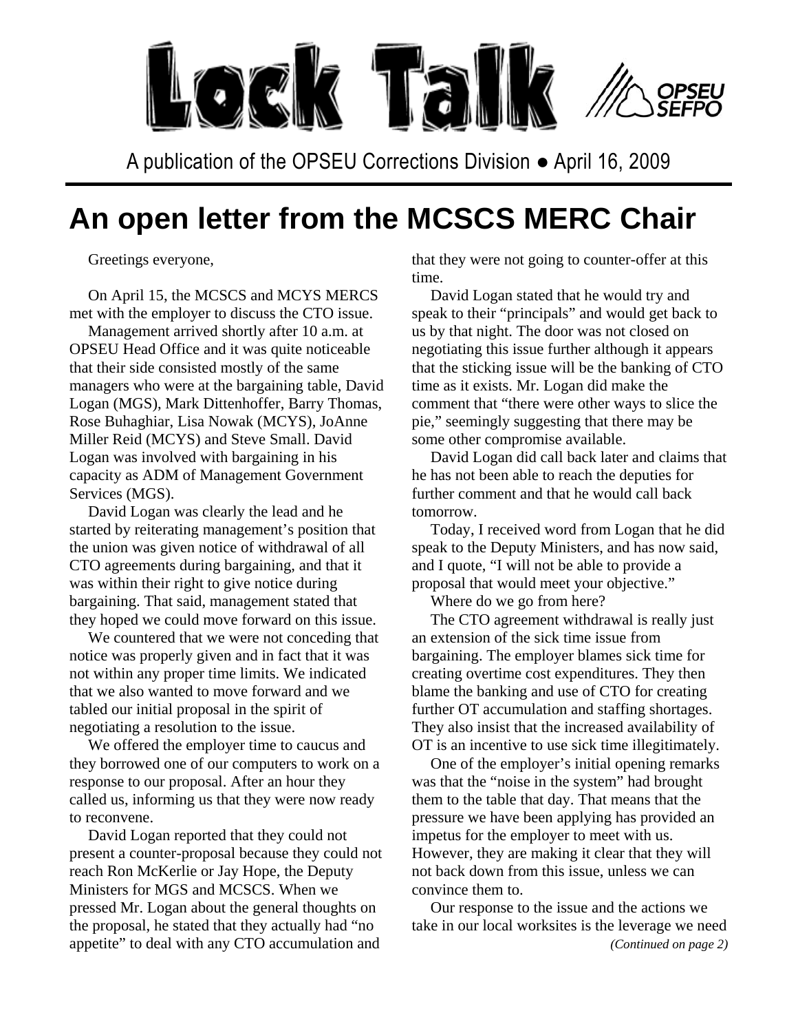# Lock Talk

A publication of the OPSEU Corrections Division ● April 16, 2009

# An open letter from the MCSCS MERC Chair

Greetings everyone,

On April 15, the MCSCS and MCYS MERCS met with the employer to discuss the CTO issue.

Management arrived shortly after 10 a.m. at OPSEU Head Office and it was quite noticeable that their side consisted mostly of the same managers who were at the bargaining table, David Logan (MGS), Mark Dittenhoffer, Barry Thomas, Rose Buhaghiar, Lisa Nowak (MCYS), JoAnne Miller Reid (MCYS) and Steve Small. David Logan was involved with bargaining in his capacity as ADM of Management Government Services (MGS).

David Logan was clearly the lead and he started by reiterating management's position that the union was given notice of withdrawal of all CTO agreements during bargaining, and that it was within their right to give notice during bargaining. That said, management stated that they hoped we could move forward on this issue.

We countered that we were not conceding that notice was properly given and in fact that it was not within any proper time limits. We indicated that we also wanted to move forward and we tabled our initial proposal in the spirit of negotiating a resolution to the issue.

We offered the employer time to caucus and they borrowed one of our computers to work on a response to our proposal. After an hour they called us, informing us that they were now ready to reconvene.

David Logan reported that they could not present a counter-proposal because they could not reach Ron McKerlie or Jay Hope, the Deputy Ministers for MGS and MCSCS. When we pressed Mr. Logan about the general thoughts on the proposal, he stated that they actually had "no appetite" to deal with any CTO accumulation and that they were not going to counter-offer at this time.

David Logan stated that he would try and speak to their "principals" and would get back to us by that night. The door was not closed on negotiating this issue further although it appears that the sticking issue will be the banking of CTO time as it exists. Mr. Logan did make the comment that "there were other ways to slice the pie," seemingly suggesting that there may be some other compromise available.

David Logan did call back later and claims that he has not been able to reach the deputies for further comment and that he would call back tomorrow.

Today, I received word from Logan that he did speak to the Deputy Ministers, and has now said, and I quote, "I will not be able to provide a proposal that would meet your objective."

Where do we go from here?

The CTO agreement withdrawal is really just an extension of the sick time issue from bargaining. The employer blames sick time for creating overtime cost expenditures. They then blame the banking and use of CTO for creating further OT accumulation and staffing shortages. They also insist that the increased availability of OT is an incentive to use sick time illegitimately.

One of the employer's initial opening remarks was that the "noise in the system" had brought them to the table that day. That means that the pressure we have been applying has provided an impetus for the employer to meet with us. However, they are making it clear that they will not back down from this issue, unless we can convince them to.

Our response to the issue and the actions we take in our local worksites is the leverage we need

*(Continued on page 2)*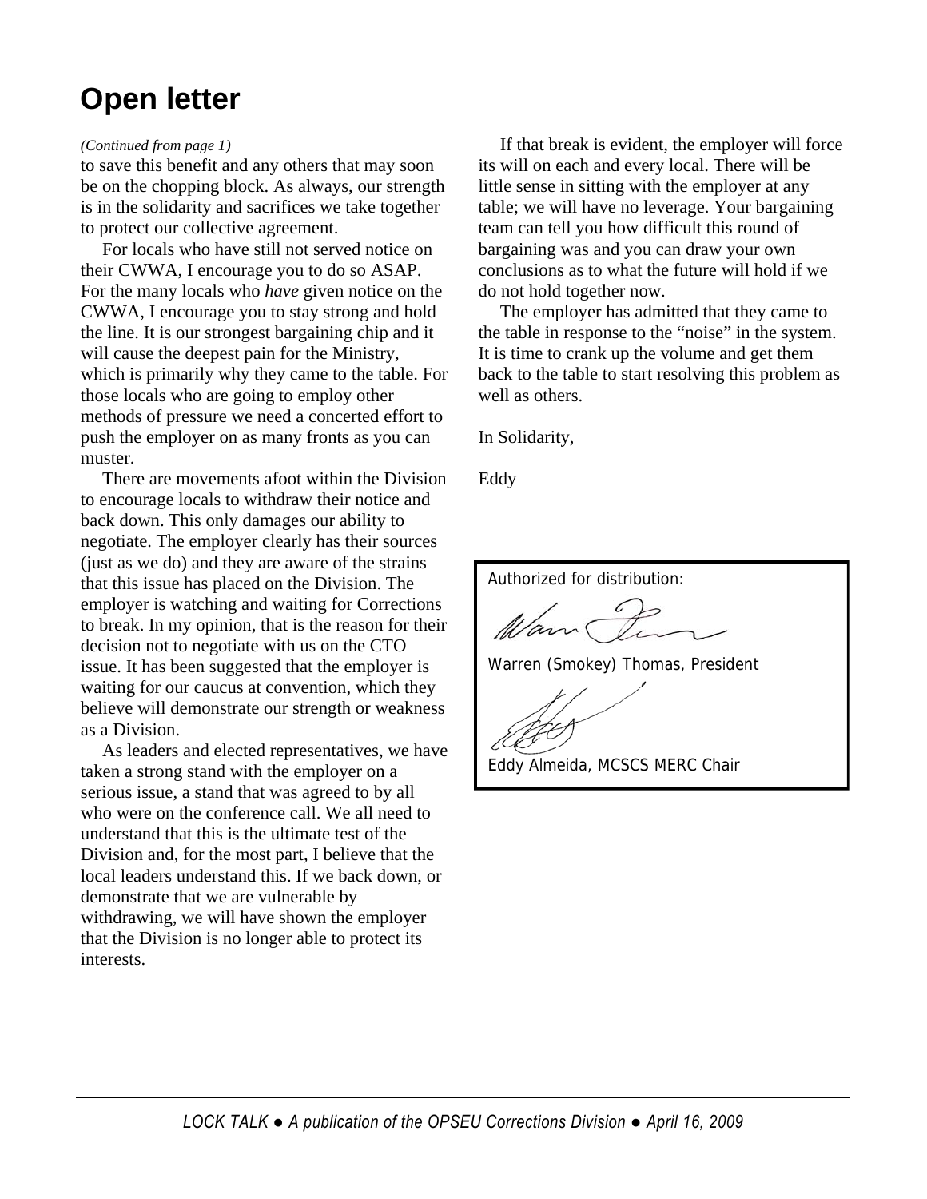# Open letter

*(Continued from page 1)*

to save this benefit and any others that may soon be on the chopping block. As always, our strength is in the solidarity and sacrifices we take together to protect our collective agreement.

For locals who have still not served notice on their CWWA, I encourage you to do so ASAP. For the many locals who *have* given notice on the CWWA, I encourage you to stay strong and hold the line. It is our strongest bargaining chip and it will cause the deepest pain for the Ministry, which is primarily why they came to the table. For those locals who are going to employ other methods of pressure we need a concerted effort to push the employer on as many fronts as you can muster.

There are movements afoot within the Division to encourage locals to withdraw their notice and back down. This only damages our ability to negotiate. The employer clearly has their sources (just as we do) and they are aware of the strains that this issue has placed on the Division. The employer is watching and waiting for Corrections to break. In my opinion, that is the reason for their decision not to negotiate with us on the CTO issue. It has been suggested that the employer is waiting for our caucus at convention, which they believe will demonstrate our strength or weakness as a Division.

As leaders and elected representatives, we have taken a strong stand with the employer on a serious issue, a stand that was agreed to by all who were on the conference call. We all need to understand that this is the ultimate test of the Division and, for the most part, I believe that the local leaders understand this. If we back down, or demonstrate that we are vulnerable by withdrawing, we will have shown the employer that the Division is no longer able to protect its interests.

If that break is evident, the employer will force its will on each and every local. There will be little sense in sitting with the employer at any table; we will have no leverage. Your bargaining team can tell you how difficult this round of bargaining was and you can draw your own conclusions as to what the future will hold if we do not hold together now.

The employer has admitted that they came to the table in response to the "noise" in the system. It is time to crank up the volume and get them back to the table to start resolving this problem as well as others.

In Solidarity,

Eddy

Authorized for distribution:

Warren (Smokey) Thomas, President

Eddy Almeida, MCSCS MERC Chair